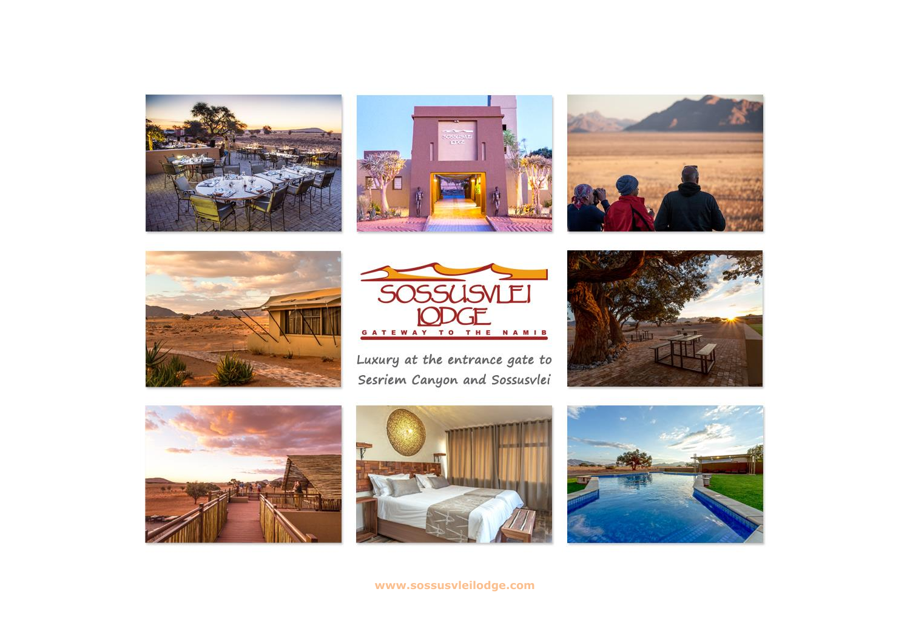# SOSSUSVLEI LODGE

GATEWAY TO THE NAMIB

*Luxury at the entrance gate to Sesriem Canyon and Sossusvlei*

www.sossusvleilodge.com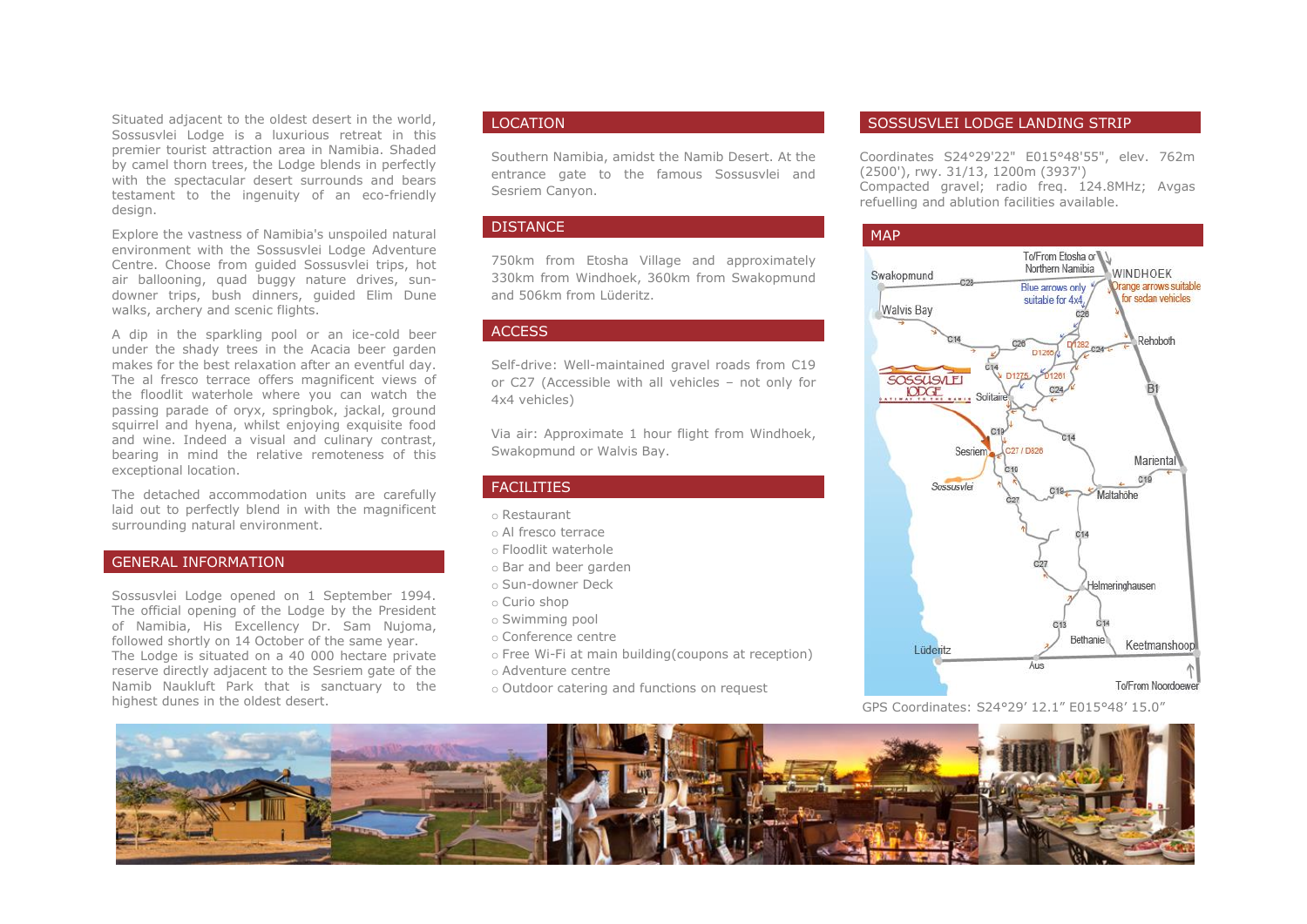Situated adjacent to the oldest desert in the world, Sossusvlei Lodge is a luxurious retreat in this premier tourist attraction area in Namibia. Shaded by camel thorn trees, the Lodge blends in perfectly with the spectacular desert surrounds and bears testament to the ingenuity of an eco-friendly design.

Explore the vastness of Namibia's unspoiled natural environment with the Sossusvlei Lodge Adventure Centre. Choose from guided Sossusvlei trips, hot air ballooning, quad buggy nature drives, sun-downer trips, bush dinners, guided Elim Dune walks, archery and scenic flights.

A dip in the sparkling pool or an ice-cold beer under the shady trees in the Acacia beer garden makes for the best relaxation after an eventful day. The al fresco terrace offers magnificent views of the floodlit waterhole where you can watch the passing parade of oryx, springbok, jackal, ground squirrel and hyena, whilst enjoying exquisite food and wine. Indeed a visual and culinary contrast, bearing in mind the relative remoteness of this exceptional location.

The detached accommodation units are carefully laid out to perfectly blend in with the magnificent surrounding natural environment.

## GENERAL INFORMATION

Sossusvlei Lodge opened on 1 September 1994. The official opening of the Lodge by the President of Namibia, His Excellency Dr. Sam Nujoma, followed shortly on 14 October of the same year. The Lodge is situated on a 40 000 hectare private reserve directly adjacent to the Sesriem gate of the Namib Naukluft Park that is sanctuary to the highest dunes in the oldest desert.

## LOCATION

Southern Namibia, amidst the Namib Desert. At the entrance gate to the famous Sossusvlei and Sesriem Canyon.

## DISTANCE

750km from Etosha Village and approximately 330km from Windhoek, 360km from Swakopmund and 506km from Lüderitz.

## ACCESS

Self-drive: Well-maintained gravel roads from C19 or C27 (Accessible with all vehicles – not only for 4x4 vehicles)

Via air: Approximate 1 hour flight from Windhoek, Swakopmund or Walvis Bay.

## FACILITIES

- Restaurant
- Al fresco terrace
- Floodlit waterhole
- Bar and beer garden
- Sun-downer Deck
- Curio shop
- Swimming pool
- Conference centre
- Free Wi-Fi at main building(coupons at reception)
- Adventure centre
- Outdoor catering and functions on request

## SOSSUSVLEI LODGE LANDING STRIP

Coordinates S24°29'22" E015°48'55", elev. 762m (2500'), rwy. 31/13, 1200m (3937')
Compacted gravel; radio freq. 124.8MHz; Avgas refuelling and ablution facilities available.

## MAP

GPS Coordinates: S24°29' 12.1" E015°48' 15.0"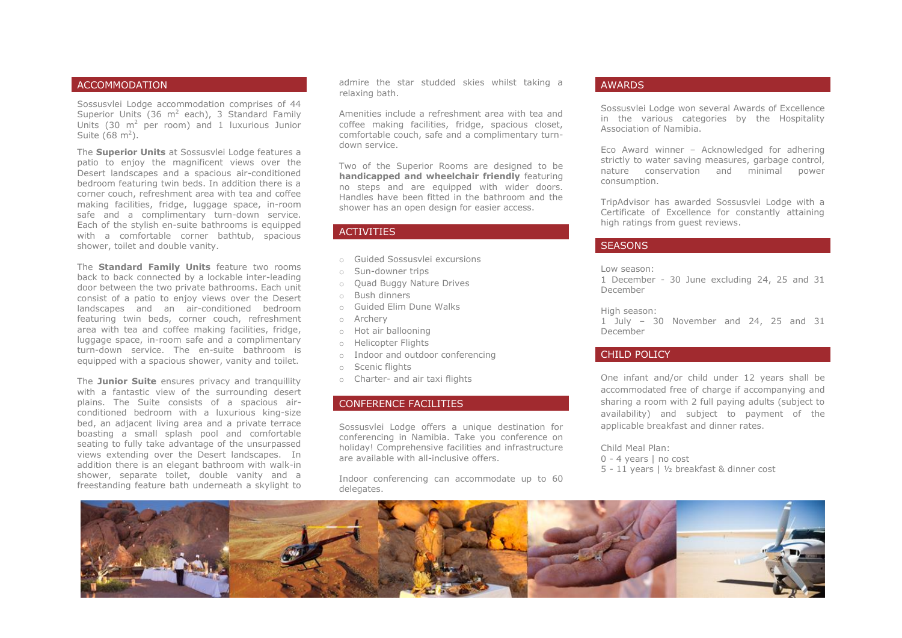## ACCOMMODATION

Sossusvlei Lodge accommodation comprises of 44 Superior Units (36 $m^2$ each), 3 Standard Family Units (30 $m^2$ per room) and 1 luxurious Junior Suite (68 $m^2$).

The **Superior Units** at Sossusvlei Lodge features a patio to enjoy the magnificent views over the Desert landscapes and a spacious air-conditioned bedroom featuring twin beds. In addition there is a corner couch, refreshment area with tea and coffee making facilities, fridge, luggage space, in-room safe and a complimentary turn-down service. Each of the stylish en-suite bathrooms is equipped with a comfortable corner bathtub, spacious shower, toilet and double vanity.

The **Standard Family Units** feature two rooms back to back connected by a lockable inter-leading door between the two private bathrooms. Each unit consist of a patio to enjoy views over the Desert landscapes and an air-conditioned bedroom featuring twin beds, corner couch, refreshment area with tea and coffee making facilities, fridge, luggage space, in-room safe and a complimentary turn-down service. The en-suite bathroom is equipped with a spacious shower, vanity and toilet.

The **Junior Suite** ensures privacy and tranquillity with a fantastic view of the surrounding desert plains. The Suite consists of a spacious air-conditioned bedroom with a luxurious king-size bed, an adjacent living area and a private terrace boasting a small splash pool and comfortable seating to fully take advantage of the unsurpassed views extending over the Desert landscapes. In addition there is an elegant bathroom with walk-in shower, separate toilet, double vanity and a freestanding feature bath underneath a skylight to admire the star studded skies whilst taking a relaxing bath.

Amenities include a refreshment area with tea and coffee making facilities, fridge, spacious closet, comfortable couch, safe and a complimentary turn-down service.

Two of the Superior Rooms are designed to be **handicapped and wheelchair friendly** featuring no steps and are equipped with wider doors. Handles have been fitted in the bathroom and the shower has an open design for easier access.

## ACTIVITIES

- Guided Sossusvlei excursions
- Sun-downer trips
- Quad Buggy Nature Drives
- Bush dinners
- Guided Elim Dune Walks
- Archery
- Hot air ballooning
- Helicopter Flights
- Indoor and outdoor conferencing
- Scenic flights
- Charter- and air taxi flights

## CONFERENCE FACILITIES

Sossusvlei Lodge offers a unique destination for conferencing in Namibia. Take you conference on holiday! Comprehensive facilities and infrastructure are available with all-inclusive offers.

Indoor conferencing can accommodate up to 60 delegates.

## AWARDS

Sossusvlei Lodge won several Awards of Excellence in the various categories by the Hospitality Association of Namibia.

Eco Award winner – Acknowledged for adhering strictly to water saving measures, garbage control, nature conservation and minimal power consumption.

TripAdvisor has awarded Sossusvlei Lodge with a Certificate of Excellence for constantly attaining high ratings from guest reviews.

## SEASONS

Low season:
1 December - 30 June excluding 24, 25 and 31 December

High season:
1 July – 30 November and 24, 25 and 31 December

## CHILD POLICY

One infant and/or child under 12 years shall be accommodated free of charge if accompanying and sharing a room with 2 full paying adults (subject to availability) and subject to payment of the applicable breakfast and dinner rates.

Child Meal Plan:
0 - 4 years | no cost
5 - 11 years | ½ breakfast & dinner cost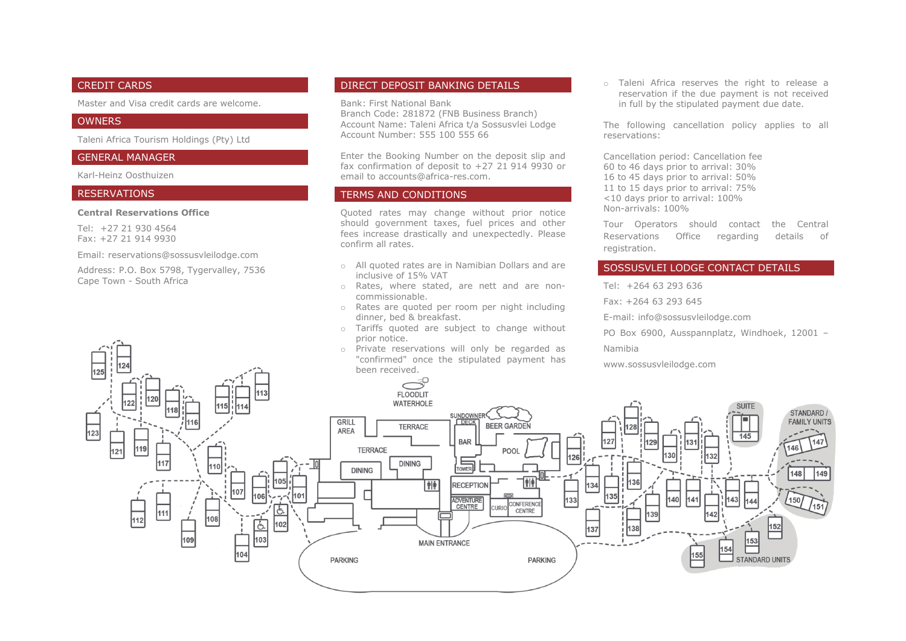## CREDIT CARDS

Master and Visa credit cards are welcome.

## OWNERS

Taleni Africa Tourism Holdings (Pty) Ltd

## GENERAL MANAGER

Karl-Heinz Oosthuizen

## RESERVATIONS

**Central Reservations Office**

Tel: +27 21 930 4564
Fax: +27 21 914 9930

Email: reservations@sossusvleilodge.com

Address: P.O. Box 5798, Tygervalley, 7536
Cape Town - South Africa

## DIRECT DEPOSIT BANKING DETAILS

Bank: First National Bank
Branch Code: 281872 (FNB Business Branch)
Account Name: Taleni Africa t/a Sossusvlei Lodge
Account Number: 555 100 555 66

Enter the Booking Number on the deposit slip and fax confirmation of deposit to +27 21 914 9930 or email to accounts@africa-res.com.

## TERMS AND CONDITIONS

Quoted rates may change without prior notice should government taxes, fuel prices and other fees increase drastically and unexpectedly. Please confirm all rates.

- All quoted rates are in Namibian Dollars and are inclusive of 15% VAT
- Rates, where stated, are nett and are non-commissionable.
- Rates are quoted per room per night including dinner, bed & breakfast.
- Tariffs quoted are subject to change without prior notice.
- Private reservations will only be regarded as "confirmed" once the stipulated payment has been received.
- Taleni Africa reserves the right to release a reservation if the due payment is not received in full by the stipulated payment due date.

The following cancellation policy applies to all reservations:

Cancellation period: Cancellation fee
60 to 46 days prior to arrival: 30%
16 to 45 days prior to arrival: 50%
11 to 15 days prior to arrival: 75%
<10 days prior to arrival: 100%
Non-arrivals: 100%

Tour Operators should contact the Central Reservations Office regarding details of registration.

## SOSSUSVLEI LODGE CONTACT DETAILS

Tel: +264 63 293 636

Fax: +264 63 293 645

E-mail: info@sossusvleilodge.com

PO Box 6900, Ausspannplatz, Windhoek, 12001 – Namibia

www.sossusvleilodge.com

FLOODLIT WATERHOLE
GRILL AREA
TERRACE
TERRACE
DINING
DINING
SUNDOWNER DECK
BAR
TOWER
BEER GARDEN
POOL
RECEPTION
ADVENTURE CENTRE
CURIO
CONFERENCE CENTRE
MAIN ENTRANCE
PARKING
PARKING
SUITE
STANDARD / FAMILY UNITS
STANDARD UNITS
101 102 103 104 105 106 107 108 109 110 111 112 113 114 115 116 117 118 119 120 121 122 123 124 125 126 127 128 129 130 131 132 133 134 135 136 137 138 139 140 141 142 143 144 145 146 147 148 149 150 151 152 153 154 155